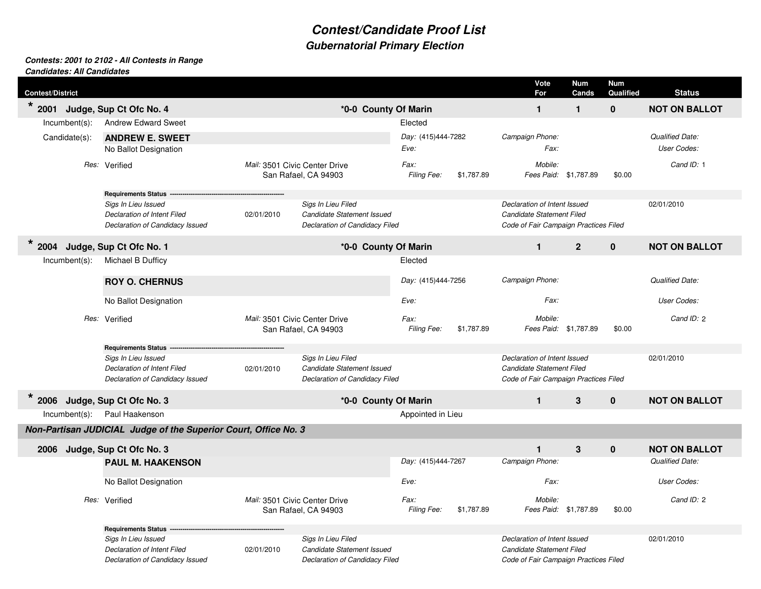# Contest/Candidate Proof List

## Gubernatorial Primary Election

***Contests: 2001 to 2102 - All Contests in Range***
***Candidates: All Candidates***

| Contest/District | | Vote For | Num Cands | Num Qualified | Status |
|---|---|---|---|---|---|
| * 2001 Judge, Sup Ct Ofc No. 4 | *0-0 County Of Marin | 1 | 1 | 0 | NOT ON BALLOT |

Incumbent(s): Andrew Edward Sweet — Elected

Candidate(s): **ANDREW E. SWEET**

No Ballot Designation

| | | | | |
|---|---|---|---|---|
| *Res:* Verified | *Mail:* 3501 Civic Center Drive, San Rafael, CA 94903 | *Day:* (415)444-7282 | *Campaign Phone:* | *Qualified Date:* |
| | | *Eve:* | *Fax:* | *User Codes:* |
| | | *Fax:* | *Mobile:* | *Cand ID:* 1 |
| | | *Filing Fee:* $1,787.89 | *Fees Paid:* $1,787.89 $0.00 | |

**Requirements Status**

| | | | | | |
|---|---|---|---|---|---|
| *Sigs In Lieu Issued* | | *Sigs In Lieu Filed* | | *Declaration of Intent Issued* | 02/01/2010 |
| *Declaration of Intent Filed* | 02/01/2010 | *Candidate Statement Issued* | | *Candidate Statement Filed* | |
| *Declaration of Candidacy Issued* | | *Declaration of Candidacy Filed* | | *Code of Fair Campaign Practices Filed* | |

| Contest/District | | Vote For | Num Cands | Num Qualified | Status |
|---|---|---|---|---|---|
| * 2004 Judge, Sup Ct Ofc No. 1 | *0-0 County Of Marin | 1 | 2 | 0 | NOT ON BALLOT |

Incumbent(s): Michael B Dufficy — Elected

**ROY O. CHERNUS**

No Ballot Designation

| | | | | |
|---|---|---|---|---|
| *Res:* Verified | *Mail:* 3501 Civic Center Drive, San Rafael, CA 94903 | *Day:* (415)444-7256 | *Campaign Phone:* | *Qualified Date:* |
| | | *Eve:* | *Fax:* | *User Codes:* |
| | | *Fax:* | *Mobile:* | *Cand ID:* 2 |
| | | *Filing Fee:* $1,787.89 | *Fees Paid:* $1,787.89 $0.00 | |

**Requirements Status**

| | | | | | |
|---|---|---|---|---|---|
| *Sigs In Lieu Issued* | | *Sigs In Lieu Filed* | | *Declaration of Intent Issued* | 02/01/2010 |
| *Declaration of Intent Filed* | 02/01/2010 | *Candidate Statement Issued* | | *Candidate Statement Filed* | |
| *Declaration of Candidacy Issued* | | *Declaration of Candidacy Filed* | | *Code of Fair Campaign Practices Filed* | |

| Contest/District | | Vote For | Num Cands | Num Qualified | Status |
|---|---|---|---|---|---|
| * 2006 Judge, Sup Ct Ofc No. 3 | *0-0 County Of Marin | 1 | 3 | 0 | NOT ON BALLOT |

Incumbent(s): Paul Haakenson — Appointed in Lieu

***Non-Partisan JUDICIAL Judge of the Superior Court, Office No. 3***

| Contest/District | Vote For | Num Cands | Num Qualified | Status |
|---|---|---|---|---|
| 2006 Judge, Sup Ct Ofc No. 3 | 1 | 3 | 0 | NOT ON BALLOT |

**PAUL M. HAAKENSON**

No Ballot Designation

| | | | | |
|---|---|---|---|---|
| *Res:* Verified | *Mail:* 3501 Civic Center Drive, San Rafael, CA 94903 | *Day:* (415)444-7267 | *Campaign Phone:* | *Qualified Date:* |
| | | *Eve:* | *Fax:* | *User Codes:* |
| | | *Fax:* | *Mobile:* | *Cand ID:* 2 |
| | | *Filing Fee:* $1,787.89 | *Fees Paid:* $1,787.89 $0.00 | |

**Requirements Status**

| | | | | | |
|---|---|---|---|---|---|
| *Sigs In Lieu Issued* | | *Sigs In Lieu Filed* | | *Declaration of Intent Issued* | 02/01/2010 |
| *Declaration of Intent Filed* | 02/01/2010 | *Candidate Statement Issued* | | *Candidate Statement Filed* | |
| *Declaration of Candidacy Issued* | | *Declaration of Candidacy Filed* | | *Code of Fair Campaign Practices Filed* | |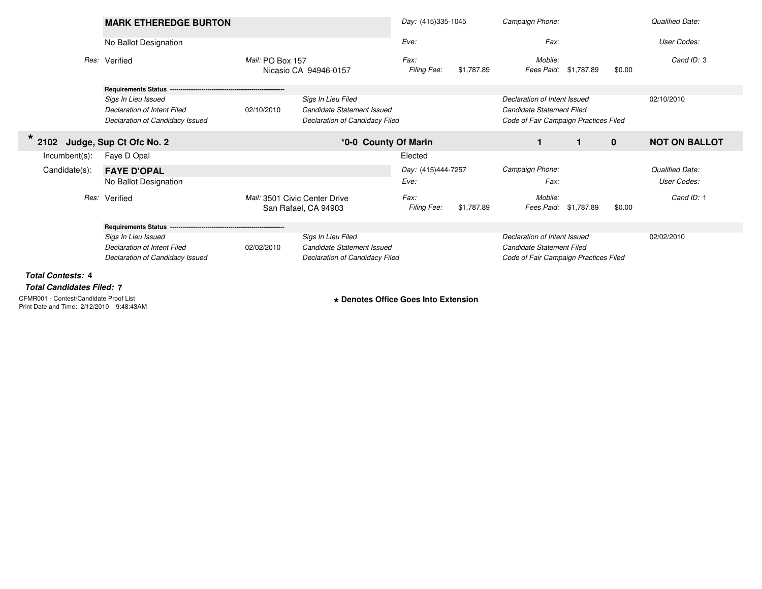**MARK ETHEREDGE BURTON**

No Ballot Designation

| | | | |
|---|---|---|---|
| *Day:* (415)335-1045 | *Campaign Phone:* | | *Qualified Date:* |
| *Eve:* | *Fax:* | | *User Codes:* |
| *Fax:* | *Mobile:* | | *Cand ID:* 3 |
| *Filing Fee:* $1,787.89 | *Fees Paid:* $1,787.89 | $0.00 | |

*Res:* Verified

*Mail:* PO Box 157
Nicasio CA 94946-0157

**Requirements Status** --------------------------------------------------------

| | | | | | |
|---|---|---|---|---|---|
| *Sigs In Lieu Issued* | | *Sigs In Lieu Filed* | | *Declaration of Intent Issued* | 02/10/2010 |
| *Declaration of Intent Filed* | 02/10/2010 | *Candidate Statement Issued* | | *Candidate Statement Filed* | |
| *Declaration of Candidacy Issued* | | *Declaration of Candidacy Filed* | | *Code of Fair Campaign Practices Filed* | |

## * 2102 Judge, Sup Ct Ofc No. 2 — *0-0 County Of Marin — 1 1 0 — NOT ON BALLOT

Incumbent(s): Faye D Opal — Elected

Candidate(s): **FAYE D'OPAL**

No Ballot Designation

| | | | |
|---|---|---|---|
| *Day:* (415)444-7257 | *Campaign Phone:* | | *Qualified Date:* |
| *Eve:* | *Fax:* | | *User Codes:* |
| *Fax:* | *Mobile:* | | *Cand ID:* 1 |
| *Filing Fee:* $1,787.89 | *Fees Paid:* $1,787.89 | $0.00 | |

*Res:* Verified

*Mail:* 3501 Civic Center Drive
San Rafael, CA 94903

**Requirements Status** --------------------------------------------------------

| | | | | | |
|---|---|---|---|---|---|
| *Sigs In Lieu Issued* | | *Sigs In Lieu Filed* | | *Declaration of Intent Issued* | 02/02/2010 |
| *Declaration of Intent Filed* | 02/02/2010 | *Candidate Statement Issued* | | *Candidate Statement Filed* | |
| *Declaration of Candidacy Issued* | | *Declaration of Candidacy Filed* | | *Code of Fair Campaign Practices Filed* | |

***Total Contests:*** **4**

***Total Candidates Filed:*** **7**

CFMR001 - Contest/Candidate Proof List
Print Date and Time: 2/12/2010 9:48:43AM

**\* Denotes Office Goes Into Extension**